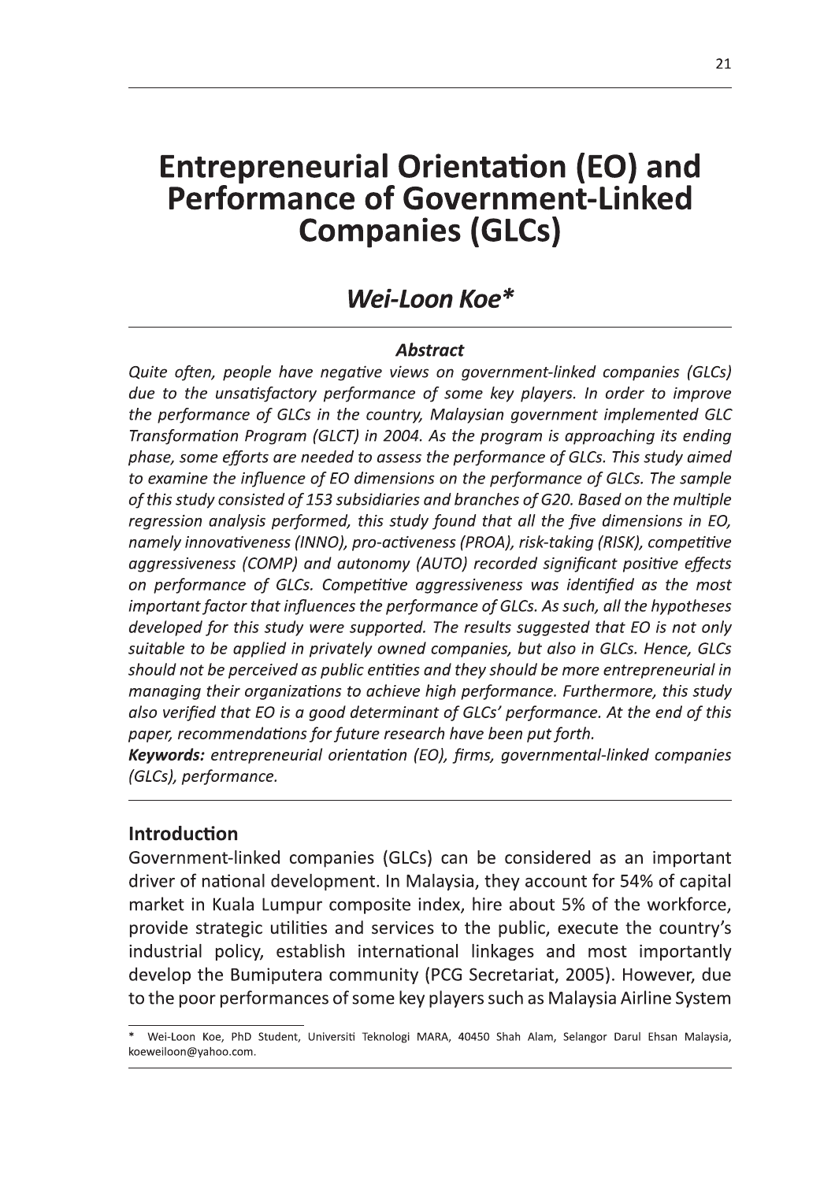# Entrepreneurial Orientation (EO) and Performance of Government-Linked Companies (GLCs)

## *Wei-Loon Koe**

### *Abstract*

*Quite often, people have negative views on government-linked companies (GLCs) due to the unsatisfactory performance of some key players. In order to improve the performance of GLCs in the country, Malaysian government implemented GLC Transformation Program (GLCT) in 2004. As the program is approaching its ending phase, some efforts are needed to assess the performance of GLCs. This study aimed to examine the influence of EO dimensions on the performance of GLCs. The sample of this study consisted of 153 subsidiaries and branches of G20. Based on the multiple regression analysis performed, this study found that all the five dimensions in EO, namely innovativeness (INNO), pro-activeness (PROA), risk-taking (RISK), competitive aggressiveness (COMP) and autonomy (AUTO) recorded significant positive effects on performance of GLCs. Competitive aggressiveness was identified as the most important factor that influences the performance of GLCs. As such, all the hypotheses developed for this study were supported. The results suggested that EO is not only suitable to be applied in privately owned companies, but also in GLCs. Hence, GLCs should not be perceived as public entities and they should be more entrepreneurial in managing their organizations to achieve high performance. Furthermore, this study also verified that EO is a good determinant of GLCs' performance. At the end of this paper, recommendations for future research have been put forth.*

***Keywords:*** *entrepreneurial orientation (EO), firms, governmental-linked companies (GLCs), performance.*

## Introduction

Government-linked companies (GLCs) can be considered as an important driver of national development. In Malaysia, they account for 54% of capital market in Kuala Lumpur composite index, hire about 5% of the workforce, provide strategic utilities and services to the public, execute the country's industrial policy, establish international linkages and most importantly develop the Bumiputera community (PCG Secretariat, 2005). However, due to the poor performances of some key players such as Malaysia Airline System

---

\* Wei-Loon Koe, PhD Student, Universiti Teknologi MARA, 40450 Shah Alam, Selangor Darul Ehsan Malaysia, koeweiloon@yahoo.com.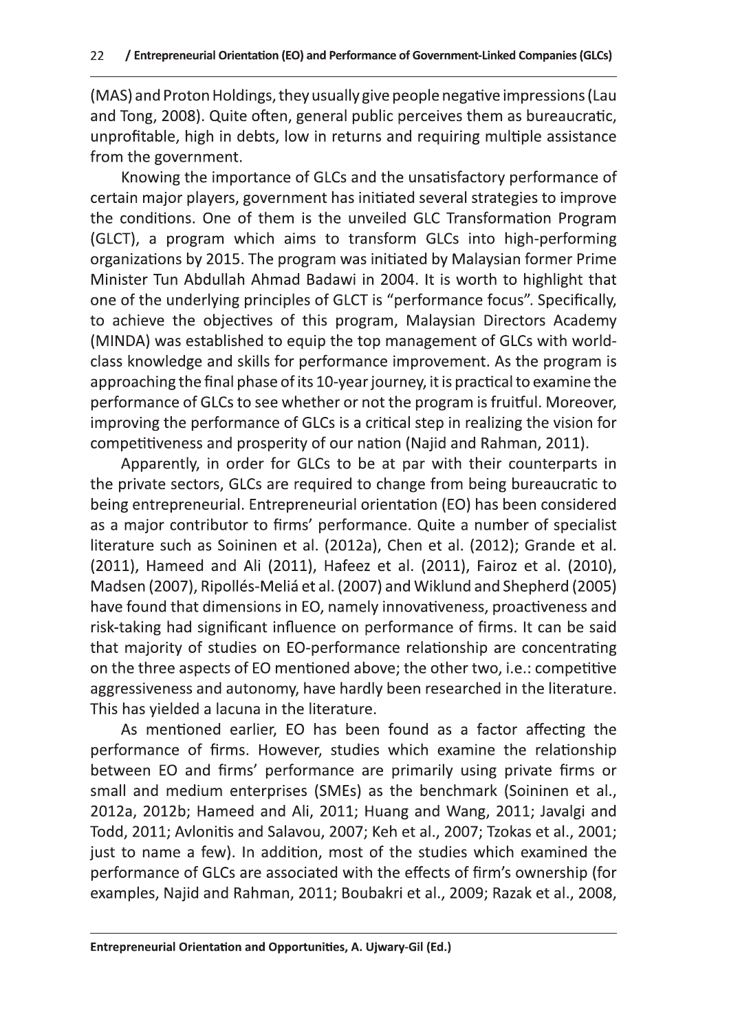(MAS) and Proton Holdings, they usually give people negative impressions (Lau and Tong, 2008). Quite often, general public perceives them as bureaucratic, unprofitable, high in debts, low in returns and requiring multiple assistance from the government.

Knowing the importance of GLCs and the unsatisfactory performance of certain major players, government has initiated several strategies to improve the conditions. One of them is the unveiled GLC Transformation Program (GLCT), a program which aims to transform GLCs into high-performing organizations by 2015. The program was initiated by Malaysian former Prime Minister Tun Abdullah Ahmad Badawi in 2004. It is worth to highlight that one of the underlying principles of GLCT is "performance focus". Specifically, to achieve the objectives of this program, Malaysian Directors Academy (MINDA) was established to equip the top management of GLCs with world-class knowledge and skills for performance improvement. As the program is approaching the final phase of its 10-year journey, it is practical to examine the performance of GLCs to see whether or not the program is fruitful. Moreover, improving the performance of GLCs is a critical step in realizing the vision for competitiveness and prosperity of our nation (Najid and Rahman, 2011).

Apparently, in order for GLCs to be at par with their counterparts in the private sectors, GLCs are required to change from being bureaucratic to being entrepreneurial. Entrepreneurial orientation (EO) has been considered as a major contributor to firms' performance. Quite a number of specialist literature such as Soininen et al. (2012a), Chen et al. (2012); Grande et al. (2011), Hameed and Ali (2011), Hafeez et al. (2011), Fairoz et al. (2010), Madsen (2007), Ripollés-Meliá et al. (2007) and Wiklund and Shepherd (2005) have found that dimensions in EO, namely innovativeness, proactiveness and risk-taking had significant influence on performance of firms. It can be said that majority of studies on EO-performance relationship are concentrating on the three aspects of EO mentioned above; the other two, i.e.: competitive aggressiveness and autonomy, have hardly been researched in the literature. This has yielded a lacuna in the literature.

As mentioned earlier, EO has been found as a factor affecting the performance of firms. However, studies which examine the relationship between EO and firms' performance are primarily using private firms or small and medium enterprises (SMEs) as the benchmark (Soininen et al., 2012a, 2012b; Hameed and Ali, 2011; Huang and Wang, 2011; Javalgi and Todd, 2011; Avlonitis and Salavou, 2007; Keh et al., 2007; Tzokas et al., 2001; just to name a few). In addition, most of the studies which examined the performance of GLCs are associated with the effects of firm's ownership (for examples, Najid and Rahman, 2011; Boubakri et al., 2009; Razak et al., 2008,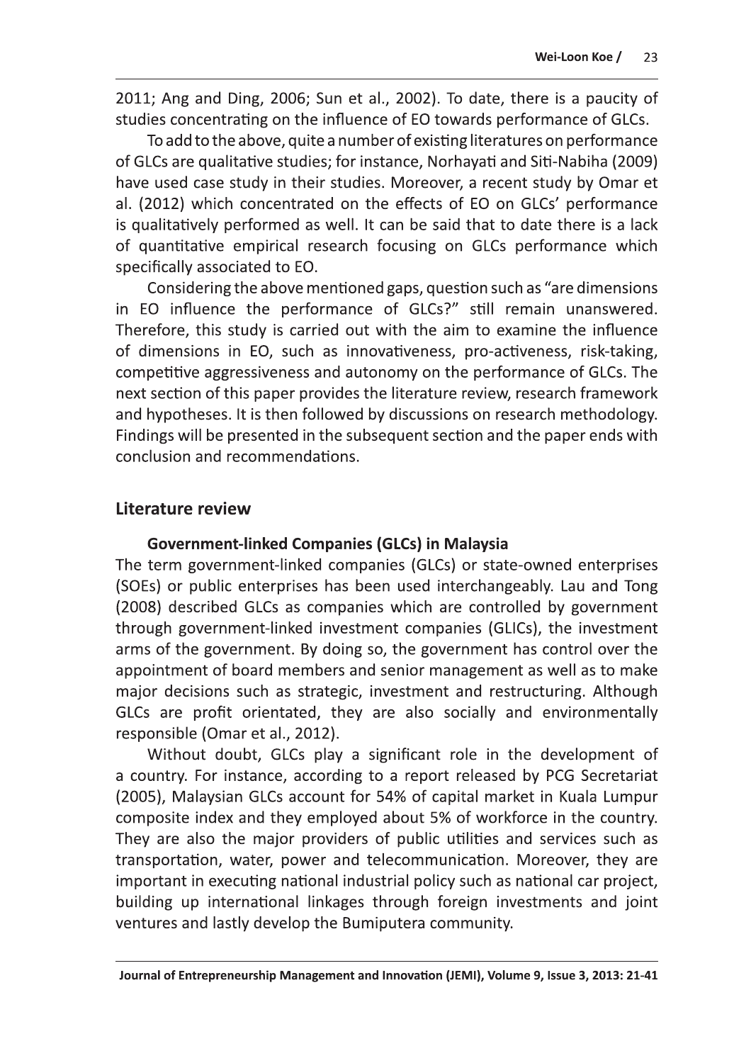2011; Ang and Ding, 2006; Sun et al., 2002). To date, there is a paucity of studies concentrating on the influence of EO towards performance of GLCs.

To add to the above, quite a number of existing literatures on performance of GLCs are qualitative studies; for instance, Norhayati and Siti-Nabiha (2009) have used case study in their studies. Moreover, a recent study by Omar et al. (2012) which concentrated on the effects of EO on GLCs' performance is qualitatively performed as well. It can be said that to date there is a lack of quantitative empirical research focusing on GLCs performance which specifically associated to EO.

Considering the above mentioned gaps, question such as "are dimensions in EO influence the performance of GLCs?" still remain unanswered. Therefore, this study is carried out with the aim to examine the influence of dimensions in EO, such as innovativeness, pro-activeness, risk-taking, competitive aggressiveness and autonomy on the performance of GLCs. The next section of this paper provides the literature review, research framework and hypotheses. It is then followed by discussions on research methodology. Findings will be presented in the subsequent section and the paper ends with conclusion and recommendations.

## Literature review

### Government-linked Companies (GLCs) in Malaysia

The term government-linked companies (GLCs) or state-owned enterprises (SOEs) or public enterprises has been used interchangeably. Lau and Tong (2008) described GLCs as companies which are controlled by government through government-linked investment companies (GLICs), the investment arms of the government. By doing so, the government has control over the appointment of board members and senior management as well as to make major decisions such as strategic, investment and restructuring. Although GLCs are profit orientated, they are also socially and environmentally responsible (Omar et al., 2012).

Without doubt, GLCs play a significant role in the development of a country. For instance, according to a report released by PCG Secretariat (2005), Malaysian GLCs account for 54% of capital market in Kuala Lumpur composite index and they employed about 5% of workforce in the country. They are also the major providers of public utilities and services such as transportation, water, power and telecommunication. Moreover, they are important in executing national industrial policy such as national car project, building up international linkages through foreign investments and joint ventures and lastly develop the Bumiputera community.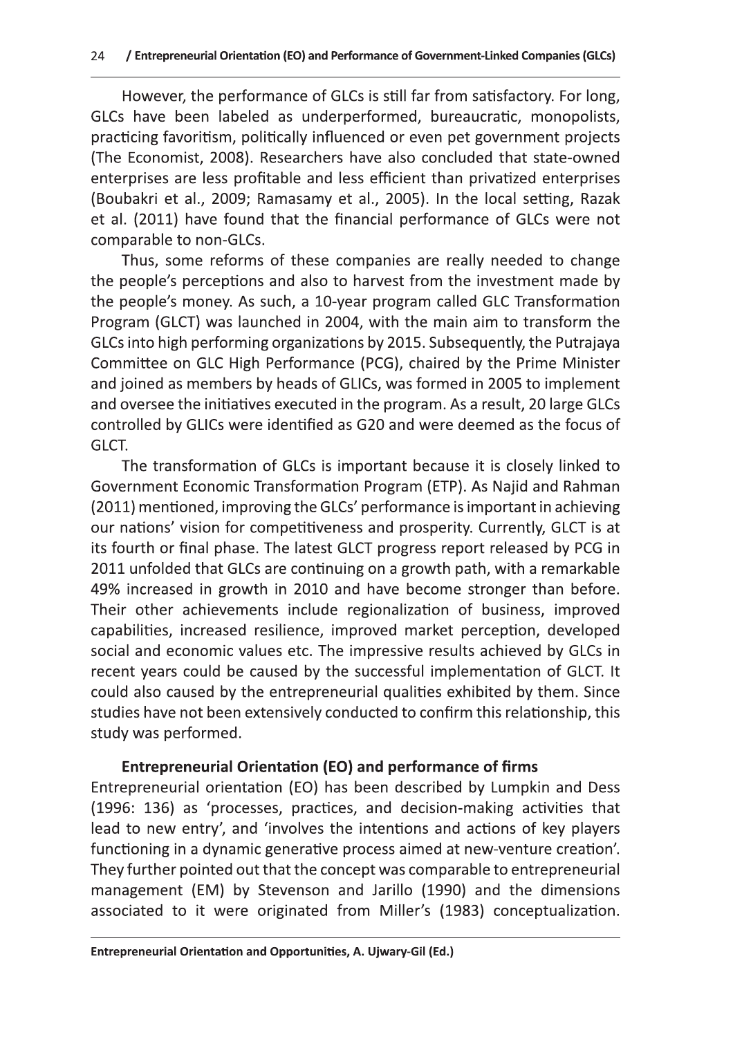However, the performance of GLCs is still far from satisfactory. For long, GLCs have been labeled as underperformed, bureaucratic, monopolists, practicing favoritism, politically influenced or even pet government projects (The Economist, 2008). Researchers have also concluded that state-owned enterprises are less profitable and less efficient than privatized enterprises (Boubakri et al., 2009; Ramasamy et al., 2005). In the local setting, Razak et al. (2011) have found that the financial performance of GLCs were not comparable to non-GLCs.

Thus, some reforms of these companies are really needed to change the people's perceptions and also to harvest from the investment made by the people's money. As such, a 10-year program called GLC Transformation Program (GLCT) was launched in 2004, with the main aim to transform the GLCs into high performing organizations by 2015. Subsequently, the Putrajaya Committee on GLC High Performance (PCG), chaired by the Prime Minister and joined as members by heads of GLICs, was formed in 2005 to implement and oversee the initiatives executed in the program. As a result, 20 large GLCs controlled by GLICs were identified as G20 and were deemed as the focus of GLCT.

The transformation of GLCs is important because it is closely linked to Government Economic Transformation Program (ETP). As Najid and Rahman (2011) mentioned, improving the GLCs' performance is important in achieving our nations' vision for competitiveness and prosperity. Currently, GLCT is at its fourth or final phase. The latest GLCT progress report released by PCG in 2011 unfolded that GLCs are continuing on a growth path, with a remarkable 49% increased in growth in 2010 and have become stronger than before. Their other achievements include regionalization of business, improved capabilities, increased resilience, improved market perception, developed social and economic values etc. The impressive results achieved by GLCs in recent years could be caused by the successful implementation of GLCT. It could also caused by the entrepreneurial qualities exhibited by them. Since studies have not been extensively conducted to confirm this relationship, this study was performed.

### Entrepreneurial Orientation (EO) and performance of firms

Entrepreneurial orientation (EO) has been described by Lumpkin and Dess (1996: 136) as 'processes, practices, and decision-making activities that lead to new entry', and 'involves the intentions and actions of key players functioning in a dynamic generative process aimed at new-venture creation'. They further pointed out that the concept was comparable to entrepreneurial management (EM) by Stevenson and Jarillo (1990) and the dimensions associated to it were originated from Miller's (1983) conceptualization.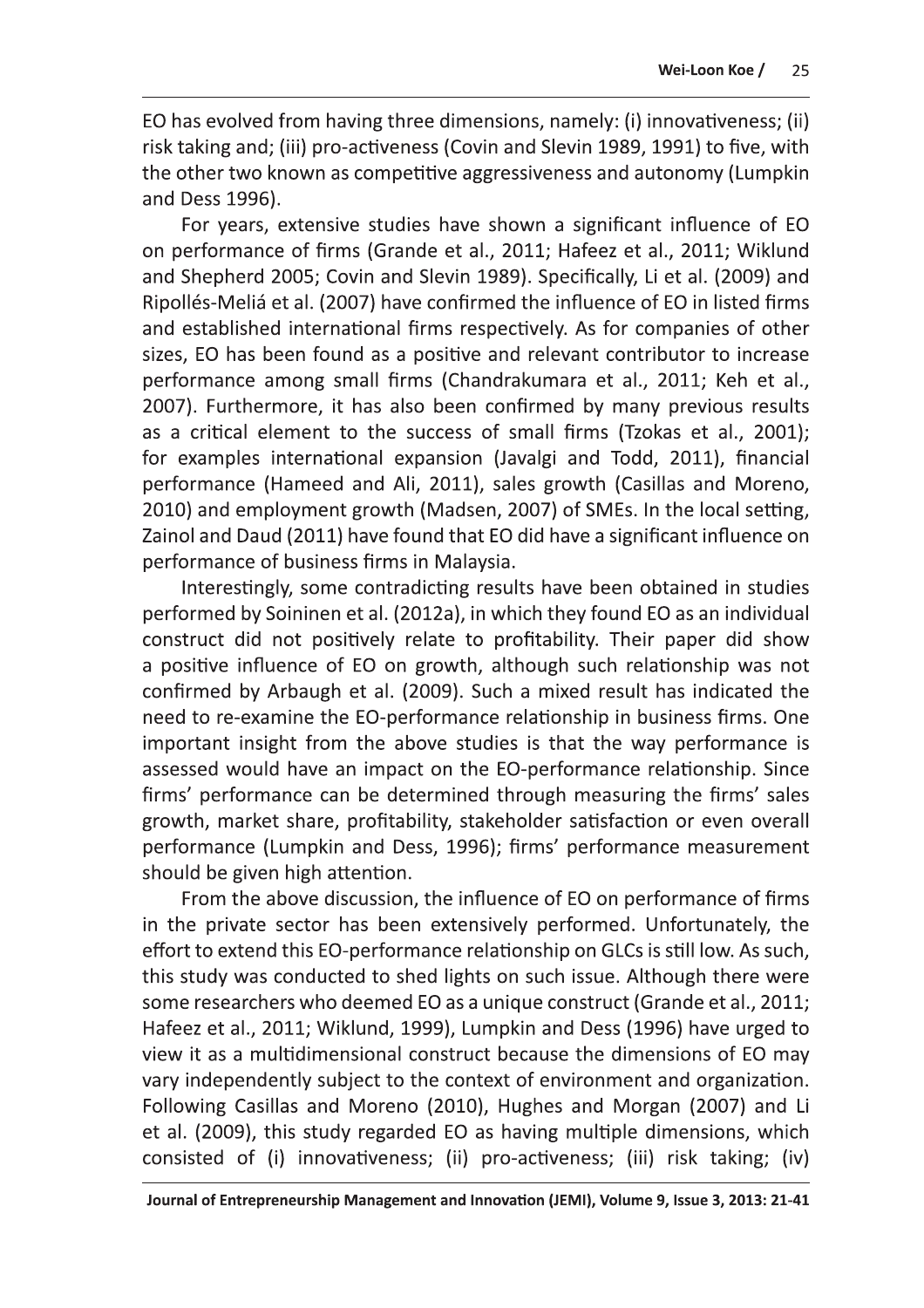EO has evolved from having three dimensions, namely: (i) innovativeness; (ii) risk taking and; (iii) pro-activeness (Covin and Slevin 1989, 1991) to five, with the other two known as competitive aggressiveness and autonomy (Lumpkin and Dess 1996).

For years, extensive studies have shown a significant influence of EO on performance of firms (Grande et al., 2011; Hafeez et al., 2011; Wiklund and Shepherd 2005; Covin and Slevin 1989). Specifically, Li et al. (2009) and Ripollés-Meliá et al. (2007) have confirmed the influence of EO in listed firms and established international firms respectively. As for companies of other sizes, EO has been found as a positive and relevant contributor to increase performance among small firms (Chandrakumara et al., 2011; Keh et al., 2007). Furthermore, it has also been confirmed by many previous results as a critical element to the success of small firms (Tzokas et al., 2001); for examples international expansion (Javalgi and Todd, 2011), financial performance (Hameed and Ali, 2011), sales growth (Casillas and Moreno, 2010) and employment growth (Madsen, 2007) of SMEs. In the local setting, Zainol and Daud (2011) have found that EO did have a significant influence on performance of business firms in Malaysia.

Interestingly, some contradicting results have been obtained in studies performed by Soininen et al. (2012a), in which they found EO as an individual construct did not positively relate to profitability. Their paper did show a positive influence of EO on growth, although such relationship was not confirmed by Arbaugh et al. (2009). Such a mixed result has indicated the need to re-examine the EO-performance relationship in business firms. One important insight from the above studies is that the way performance is assessed would have an impact on the EO-performance relationship. Since firms' performance can be determined through measuring the firms' sales growth, market share, profitability, stakeholder satisfaction or even overall performance (Lumpkin and Dess, 1996); firms' performance measurement should be given high attention.

From the above discussion, the influence of EO on performance of firms in the private sector has been extensively performed. Unfortunately, the effort to extend this EO-performance relationship on GLCs is still low. As such, this study was conducted to shed lights on such issue. Although there were some researchers who deemed EO as a unique construct (Grande et al., 2011; Hafeez et al., 2011; Wiklund, 1999), Lumpkin and Dess (1996) have urged to view it as a multidimensional construct because the dimensions of EO may vary independently subject to the context of environment and organization. Following Casillas and Moreno (2010), Hughes and Morgan (2007) and Li et al. (2009), this study regarded EO as having multiple dimensions, which consisted of (i) innovativeness; (ii) pro-activeness; (iii) risk taking; (iv)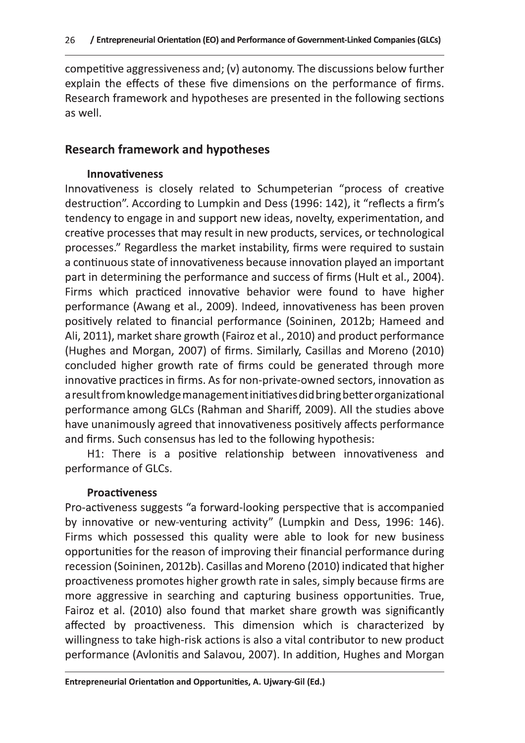competitive aggressiveness and; (v) autonomy. The discussions below further explain the effects of these five dimensions on the performance of firms. Research framework and hypotheses are presented in the following sections as well.

## Research framework and hypotheses

### Innovativeness

Innovativeness is closely related to Schumpeterian "process of creative destruction". According to Lumpkin and Dess (1996: 142), it "reflects a firm's tendency to engage in and support new ideas, novelty, experimentation, and creative processes that may result in new products, services, or technological processes." Regardless the market instability, firms were required to sustain a continuous state of innovativeness because innovation played an important part in determining the performance and success of firms (Hult et al., 2004). Firms which practiced innovative behavior were found to have higher performance (Awang et al., 2009). Indeed, innovativeness has been proven positively related to financial performance (Soininen, 2012b; Hameed and Ali, 2011), market share growth (Fairoz et al., 2010) and product performance (Hughes and Morgan, 2007) of firms. Similarly, Casillas and Moreno (2010) concluded higher growth rate of firms could be generated through more innovative practices in firms. As for non-private-owned sectors, innovation as a result from knowledge management initiatives did bring better organizational performance among GLCs (Rahman and Shariff, 2009). All the studies above have unanimously agreed that innovativeness positively affects performance and firms. Such consensus has led to the following hypothesis:

H1: There is a positive relationship between innovativeness and performance of GLCs.

### Proactiveness

Pro-activeness suggests "a forward-looking perspective that is accompanied by innovative or new-venturing activity" (Lumpkin and Dess, 1996: 146). Firms which possessed this quality were able to look for new business opportunities for the reason of improving their financial performance during recession (Soininen, 2012b). Casillas and Moreno (2010) indicated that higher proactiveness promotes higher growth rate in sales, simply because firms are more aggressive in searching and capturing business opportunities. True, Fairoz et al. (2010) also found that market share growth was significantly affected by proactiveness. This dimension which is characterized by willingness to take high-risk actions is also a vital contributor to new product performance (Avlonitis and Salavou, 2007). In addition, Hughes and Morgan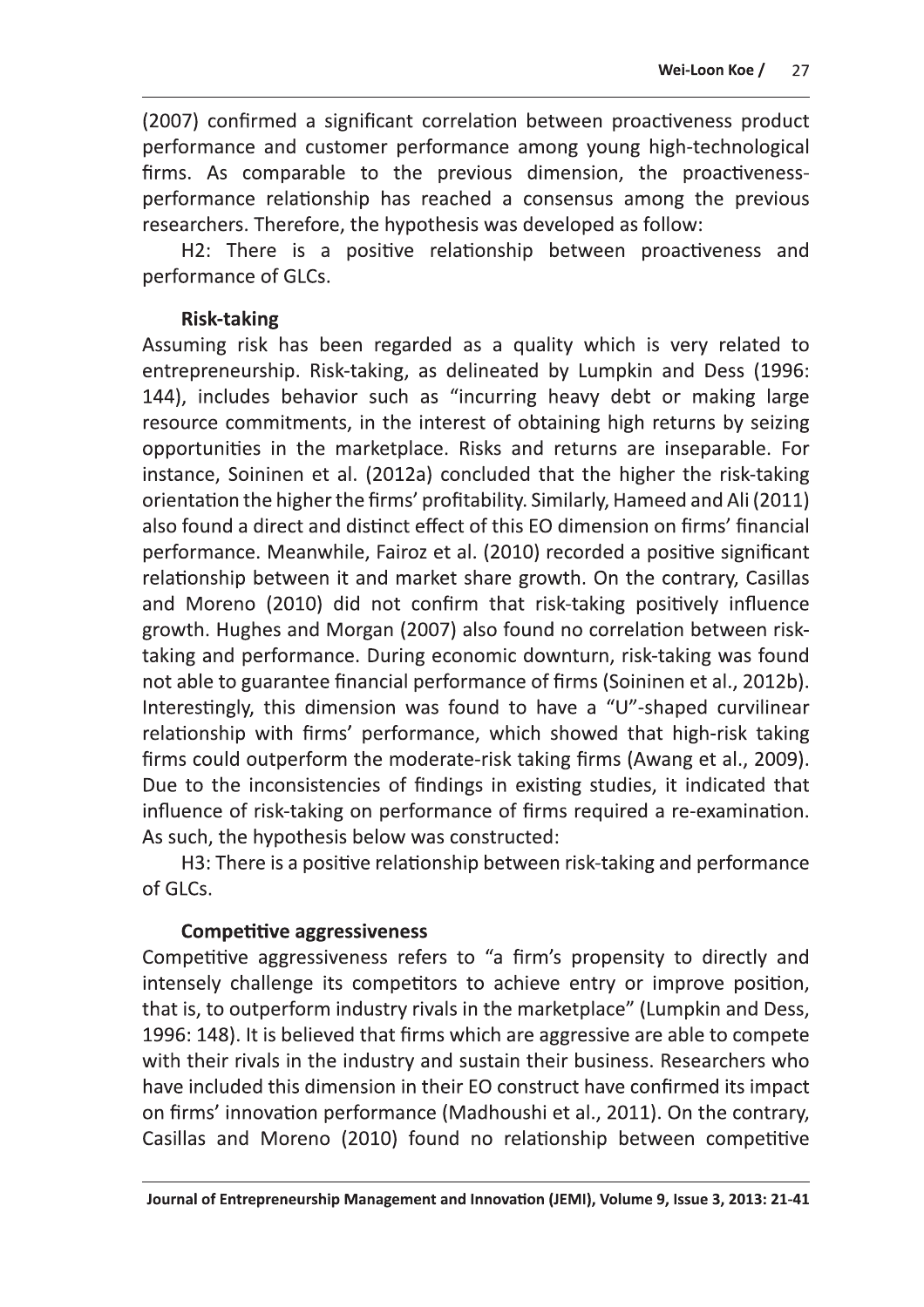(2007) confirmed a significant correlation between proactiveness product performance and customer performance among young high-technological firms. As comparable to the previous dimension, the proactiveness-performance relationship has reached a consensus among the previous researchers. Therefore, the hypothesis was developed as follow:

H2: There is a positive relationship between proactiveness and performance of GLCs.

### Risk-taking

Assuming risk has been regarded as a quality which is very related to entrepreneurship. Risk-taking, as delineated by Lumpkin and Dess (1996: 144), includes behavior such as "incurring heavy debt or making large resource commitments, in the interest of obtaining high returns by seizing opportunities in the marketplace. Risks and returns are inseparable. For instance, Soininen et al. (2012a) concluded that the higher the risk-taking orientation the higher the firms' profitability. Similarly, Hameed and Ali (2011) also found a direct and distinct effect of this EO dimension on firms' financial performance. Meanwhile, Fairoz et al. (2010) recorded a positive significant relationship between it and market share growth. On the contrary, Casillas and Moreno (2010) did not confirm that risk-taking positively influence growth. Hughes and Morgan (2007) also found no correlation between risk-taking and performance. During economic downturn, risk-taking was found not able to guarantee financial performance of firms (Soininen et al., 2012b). Interestingly, this dimension was found to have a "U"-shaped curvilinear relationship with firms' performance, which showed that high-risk taking firms could outperform the moderate-risk taking firms (Awang et al., 2009). Due to the inconsistencies of findings in existing studies, it indicated that influence of risk-taking on performance of firms required a re-examination. As such, the hypothesis below was constructed:

H3: There is a positive relationship between risk-taking and performance of GLCs.

### Competitive aggressiveness

Competitive aggressiveness refers to "a firm's propensity to directly and intensely challenge its competitors to achieve entry or improve position, that is, to outperform industry rivals in the marketplace" (Lumpkin and Dess, 1996: 148). It is believed that firms which are aggressive are able to compete with their rivals in the industry and sustain their business. Researchers who have included this dimension in their EO construct have confirmed its impact on firms' innovation performance (Madhoushi et al., 2011). On the contrary, Casillas and Moreno (2010) found no relationship between competitive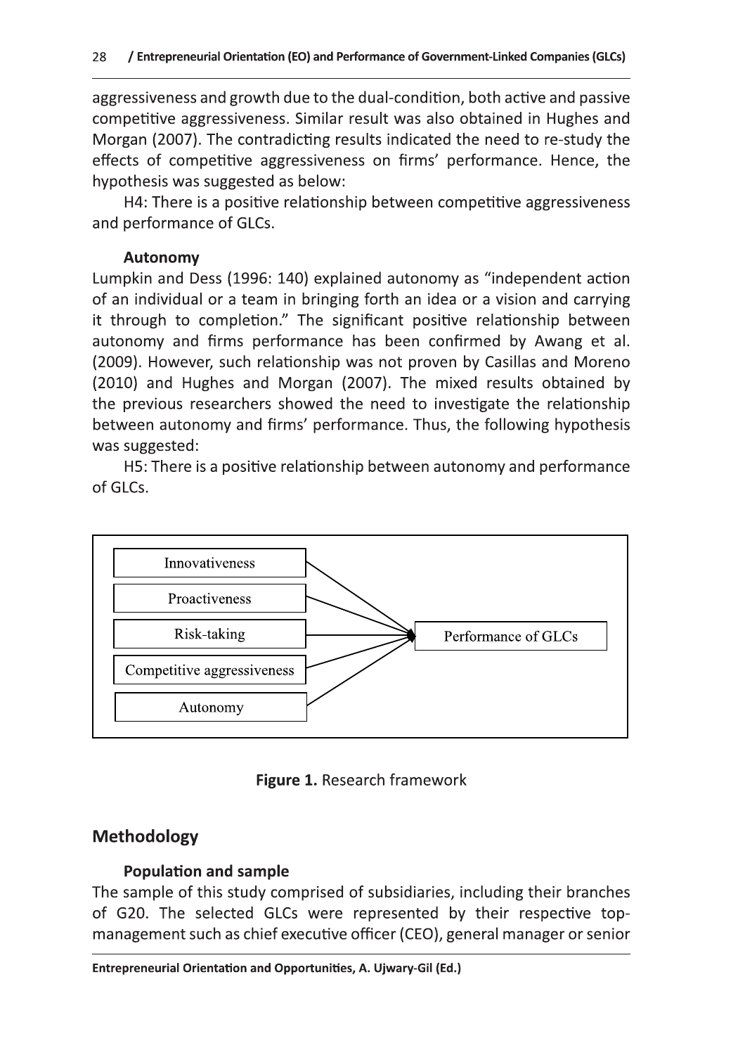aggressiveness and growth due to the dual-condition, both active and passive competitive aggressiveness. Similar result was also obtained in Hughes and Morgan (2007). The contradicting results indicated the need to re-study the effects of competitive aggressiveness on firms' performance. Hence, the hypothesis was suggested as below:

H4: There is a positive relationship between competitive aggressiveness and performance of GLCs.

### Autonomy

Lumpkin and Dess (1996: 140) explained autonomy as "independent action of an individual or a team in bringing forth an idea or a vision and carrying it through to completion." The significant positive relationship between autonomy and firms performance has been confirmed by Awang et al. (2009). However, such relationship was not proven by Casillas and Moreno (2010) and Hughes and Morgan (2007). The mixed results obtained by the previous researchers showed the need to investigate the relationship between autonomy and firms' performance. Thus, the following hypothesis was suggested:

H5: There is a positive relationship between autonomy and performance of GLCs.

Innovativeness
Proactiveness
Risk-taking
Competitive aggressiveness
Autonomy
Performance of GLCs

**Figure 1.** Research framework

## Methodology

### Population and sample

The sample of this study comprised of subsidiaries, including their branches of G20. The selected GLCs were represented by their respective top-management such as chief executive officer (CEO), general manager or senior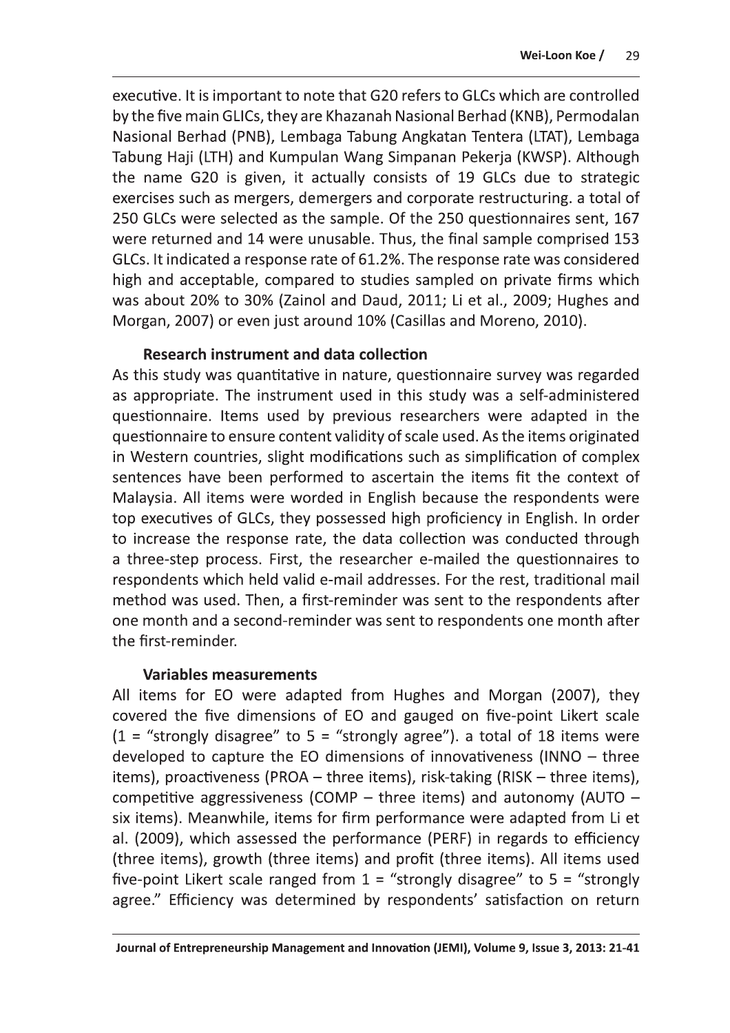executive. It is important to note that G20 refers to GLCs which are controlled by the five main GLICs, they are Khazanah Nasional Berhad (KNB), Permodalan Nasional Berhad (PNB), Lembaga Tabung Angkatan Tentera (LTAT), Lembaga Tabung Haji (LTH) and Kumpulan Wang Simpanan Pekerja (KWSP). Although the name G20 is given, it actually consists of 19 GLCs due to strategic exercises such as mergers, demergers and corporate restructuring. a total of 250 GLCs were selected as the sample. Of the 250 questionnaires sent, 167 were returned and 14 were unusable. Thus, the final sample comprised 153 GLCs. It indicated a response rate of 61.2%. The response rate was considered high and acceptable, compared to studies sampled on private firms which was about 20% to 30% (Zainol and Daud, 2011; Li et al., 2009; Hughes and Morgan, 2007) or even just around 10% (Casillas and Moreno, 2010).

### Research instrument and data collection

As this study was quantitative in nature, questionnaire survey was regarded as appropriate. The instrument used in this study was a self-administered questionnaire. Items used by previous researchers were adapted in the questionnaire to ensure content validity of scale used. As the items originated in Western countries, slight modifications such as simplification of complex sentences have been performed to ascertain the items fit the context of Malaysia. All items were worded in English because the respondents were top executives of GLCs, they possessed high proficiency in English. In order to increase the response rate, the data collection was conducted through a three-step process. First, the researcher e-mailed the questionnaires to respondents which held valid e-mail addresses. For the rest, traditional mail method was used. Then, a first-reminder was sent to the respondents after one month and a second-reminder was sent to respondents one month after the first-reminder.

### Variables measurements

All items for EO were adapted from Hughes and Morgan (2007), they covered the five dimensions of EO and gauged on five-point Likert scale (1 = "strongly disagree" to 5 = "strongly agree"). a total of 18 items were developed to capture the EO dimensions of innovativeness (INNO – three items), proactiveness (PROA – three items), risk-taking (RISK – three items), competitive aggressiveness (COMP – three items) and autonomy (AUTO – six items). Meanwhile, items for firm performance were adapted from Li et al. (2009), which assessed the performance (PERF) in regards to efficiency (three items), growth (three items) and profit (three items). All items used five-point Likert scale ranged from 1 = "strongly disagree" to 5 = "strongly agree." Efficiency was determined by respondents' satisfaction on return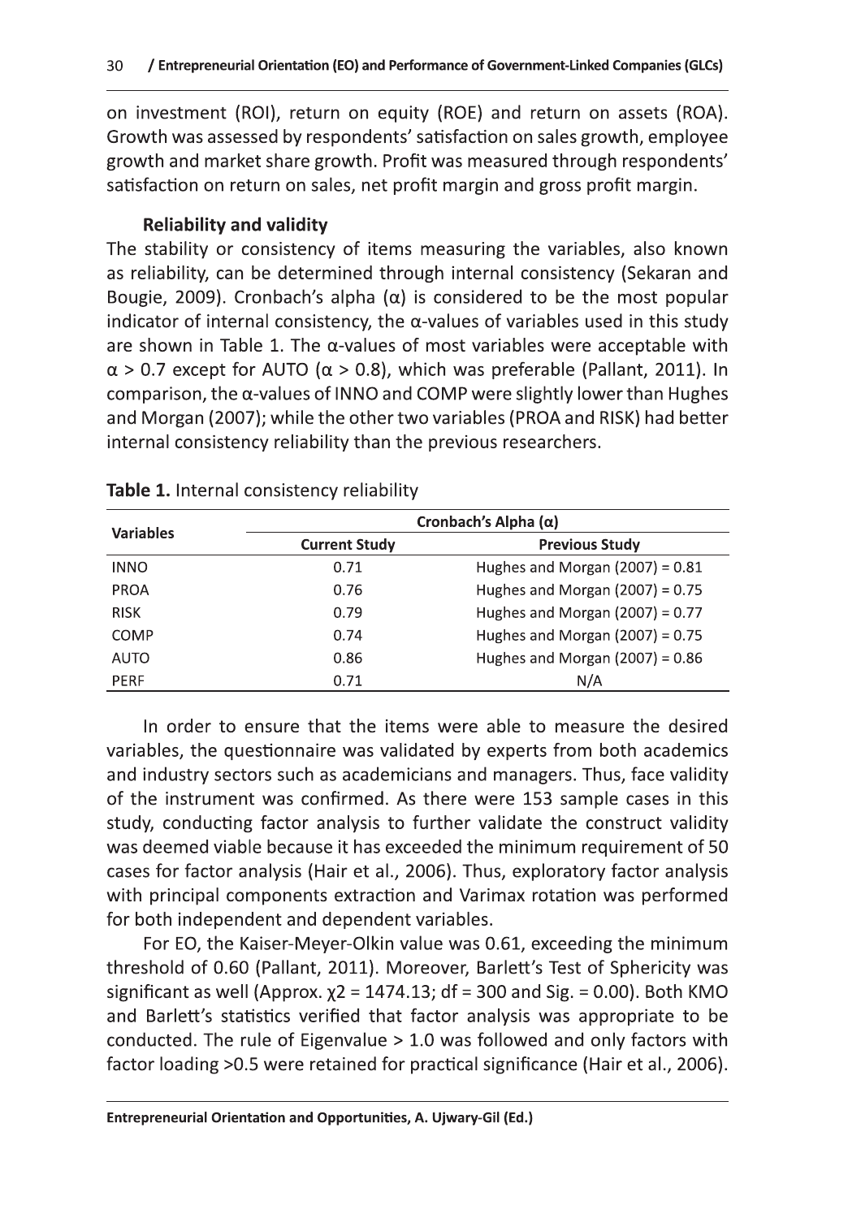on investment (ROI), return on equity (ROE) and return on assets (ROA). Growth was assessed by respondents' satisfaction on sales growth, employee growth and market share growth. Profit was measured through respondents' satisfaction on return on sales, net profit margin and gross profit margin.

### Reliability and validity

The stability or consistency of items measuring the variables, also known as reliability, can be determined through internal consistency (Sekaran and Bougie, 2009). Cronbach's alpha (α) is considered to be the most popular indicator of internal consistency, the α-values of variables used in this study are shown in Table 1. The α-values of most variables were acceptable with $\alpha > 0.7$ except for AUTO ($\alpha > 0.8$), which was preferable (Pallant, 2011). In comparison, the α-values of INNO and COMP were slightly lower than Hughes and Morgan (2007); while the other two variables (PROA and RISK) had better internal consistency reliability than the previous researchers.

**Table 1.** Internal consistency reliability

| Variables | Cronbach's Alpha (α) | |
|---|---|---|
| | Current Study | Previous Study |
| INNO | 0.71 | Hughes and Morgan (2007) = 0.81 |
| PROA | 0.76 | Hughes and Morgan (2007) = 0.75 |
| RISK | 0.79 | Hughes and Morgan (2007) = 0.77 |
| COMP | 0.74 | Hughes and Morgan (2007) = 0.75 |
| AUTO | 0.86 | Hughes and Morgan (2007) = 0.86 |
| PERF | 0.71 | N/A |

In order to ensure that the items were able to measure the desired variables, the questionnaire was validated by experts from both academics and industry sectors such as academicians and managers. Thus, face validity of the instrument was confirmed. As there were 153 sample cases in this study, conducting factor analysis to further validate the construct validity was deemed viable because it has exceeded the minimum requirement of 50 cases for factor analysis (Hair et al., 2006). Thus, exploratory factor analysis with principal components extraction and Varimax rotation was performed for both independent and dependent variables.

For EO, the Kaiser-Meyer-Olkin value was 0.61, exceeding the minimum threshold of 0.60 (Pallant, 2011). Moreover, Barlett's Test of Sphericity was significant as well (Approx. $\chi 2 = 1474.13$; df = 300 and Sig. = 0.00). Both KMO and Barlett's statistics verified that factor analysis was appropriate to be conducted. The rule of Eigenvalue > 1.0 was followed and only factors with factor loading >0.5 were retained for practical significance (Hair et al., 2006).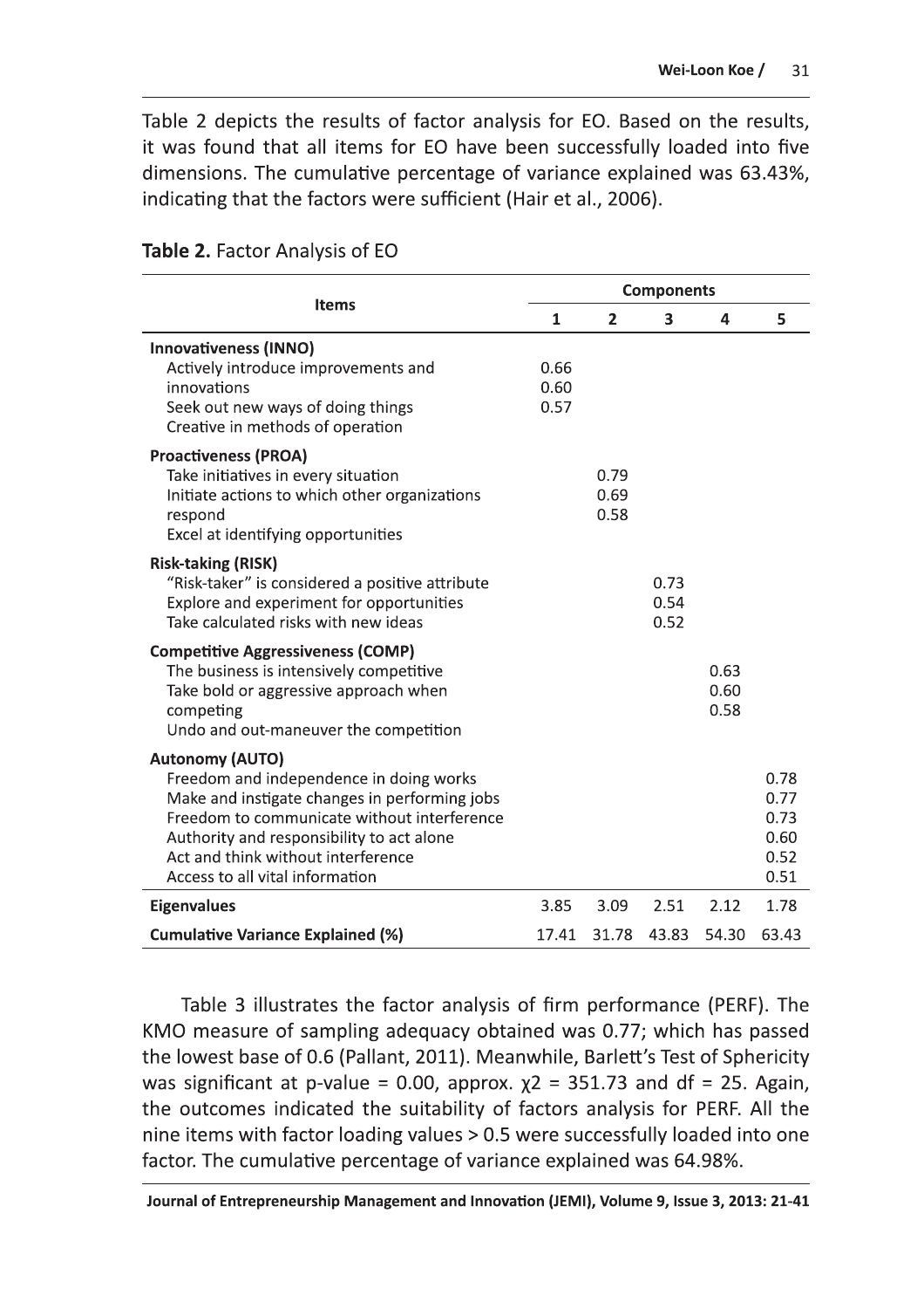Table 2 depicts the results of factor analysis for EO. Based on the results, it was found that all items for EO have been successfully loaded into five dimensions. The cumulative percentage of variance explained was 63.43%, indicating that the factors were sufficient (Hair et al., 2006).

**Table 2.** Factor Analysis of EO

| Items | Components | | | | |
|---|---|---|---|---|---|
| | 1 | 2 | 3 | 4 | 5 |
| **Innovativeness (INNO)** | | | | | |
| Actively introduce improvements and innovations | 0.66 | | | | |
| Seek out new ways of doing things | 0.60 | | | | |
| Creative in methods of operation | 0.57 | | | | |
| **Proactiveness (PROA)** | | | | | |
| Take initiatives in every situation | | 0.79 | | | |
| Initiate actions to which other organizations respond | | 0.69 | | | |
| Excel at identifying opportunities | | 0.58 | | | |
| **Risk-taking (RISK)** | | | | | |
| "Risk-taker" is considered a positive attribute | | | 0.73 | | |
| Explore and experiment for opportunities | | | 0.54 | | |
| Take calculated risks with new ideas | | | 0.52 | | |
| **Competitive Aggressiveness (COMP)** | | | | | |
| The business is intensively competitive | | | | 0.63 | |
| Take bold or aggressive approach when competing | | | | 0.60 | |
| Undo and out-maneuver the competition | | | | 0.58 | |
| **Autonomy (AUTO)** | | | | | |
| Freedom and independence in doing works | | | | | 0.78 |
| Make and instigate changes in performing jobs | | | | | 0.77 |
| Freedom to communicate without interference | | | | | 0.73 |
| Authority and responsibility to act alone | | | | | 0.60 |
| Act and think without interference | | | | | 0.52 |
| Access to all vital information | | | | | 0.51 |
| **Eigenvalues** | 3.85 | 3.09 | 2.51 | 2.12 | 1.78 |
| **Cumulative Variance Explained (%)** | 17.41 | 31.78 | 43.83 | 54.30 | 63.43 |

Table 3 illustrates the factor analysis of firm performance (PERF). The KMO measure of sampling adequacy obtained was 0.77; which has passed the lowest base of 0.6 (Pallant, 2011). Meanwhile, Barlett's Test of Sphericity was significant at p-value = 0.00, approx. $\chi 2$ = 351.73 and df = 25. Again, the outcomes indicated the suitability of factors analysis for PERF. All the nine items with factor loading values > 0.5 were successfully loaded into one factor. The cumulative percentage of variance explained was 64.98%.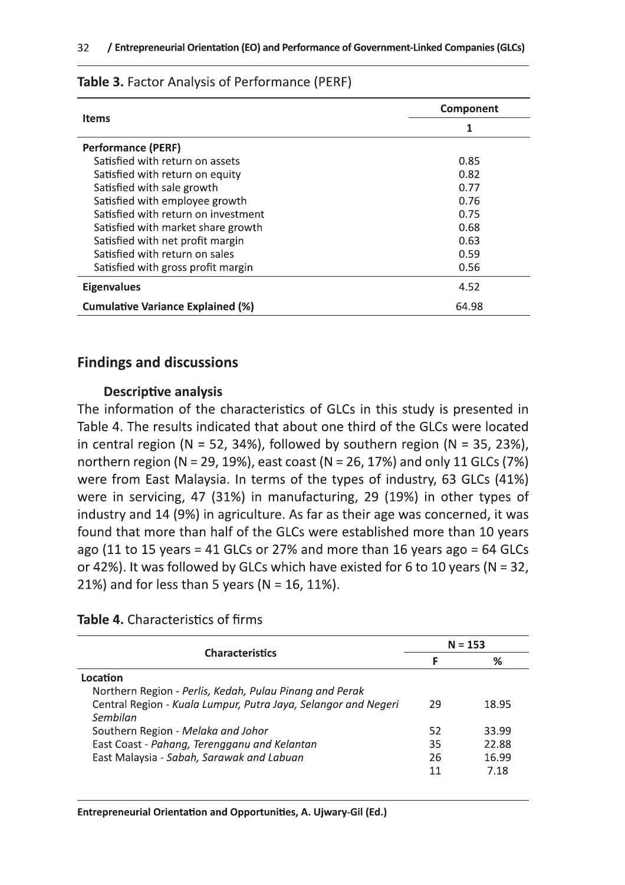**Table 3.** Factor Analysis of Performance (PERF)

| Items | Component |
|---|---|
| | 1 |
| **Performance (PERF)** | |
| Satisfied with return on assets | 0.85 |
| Satisfied with return on equity | 0.82 |
| Satisfied with sale growth | 0.77 |
| Satisfied with employee growth | 0.76 |
| Satisfied with return on investment | 0.75 |
| Satisfied with market share growth | 0.68 |
| Satisfied with net profit margin | 0.63 |
| Satisfied with return on sales | 0.59 |
| Satisfied with gross profit margin | 0.56 |
| **Eigenvalues** | 4.52 |
| **Cumulative Variance Explained (%)** | 64.98 |

## Findings and discussions

### Descriptive analysis

The information of the characteristics of GLCs in this study is presented in Table 4. The results indicated that about one third of the GLCs were located in central region (N = 52, 34%), followed by southern region (N = 35, 23%), northern region (N = 29, 19%), east coast (N = 26, 17%) and only 11 GLCs (7%) were from East Malaysia. In terms of the types of industry, 63 GLCs (41%) were in servicing, 47 (31%) in manufacturing, 29 (19%) in other types of industry and 14 (9%) in agriculture. As far as their age was concerned, it was found that more than half of the GLCs were established more than 10 years ago (11 to 15 years = 41 GLCs or 27% and more than 16 years ago = 64 GLCs or 42%). It was followed by GLCs which have existed for 6 to 10 years (N = 32, 21%) and for less than 5 years (N = 16, 11%).

**Table 4.** Characteristics of firms

| Characteristics | N = 153 | |
|---|---|---|
| | F | % |
| **Location** | | |
| Northern Region - *Perlis, Kedah, Pulau Pinang and Perak* | | |
| Central Region - *Kuala Lumpur, Putra Jaya, Selangor and Negeri Sembilan* | 29 | 18.95 |
| Southern Region - *Melaka and Johor* | 52 | 33.99 |
| East Coast - *Pahang, Terengganu and Kelantan* | 35 | 22.88 |
| East Malaysia - *Sabah, Sarawak and Labuan* | 26 | 16.99 |
| | 11 | 7.18 |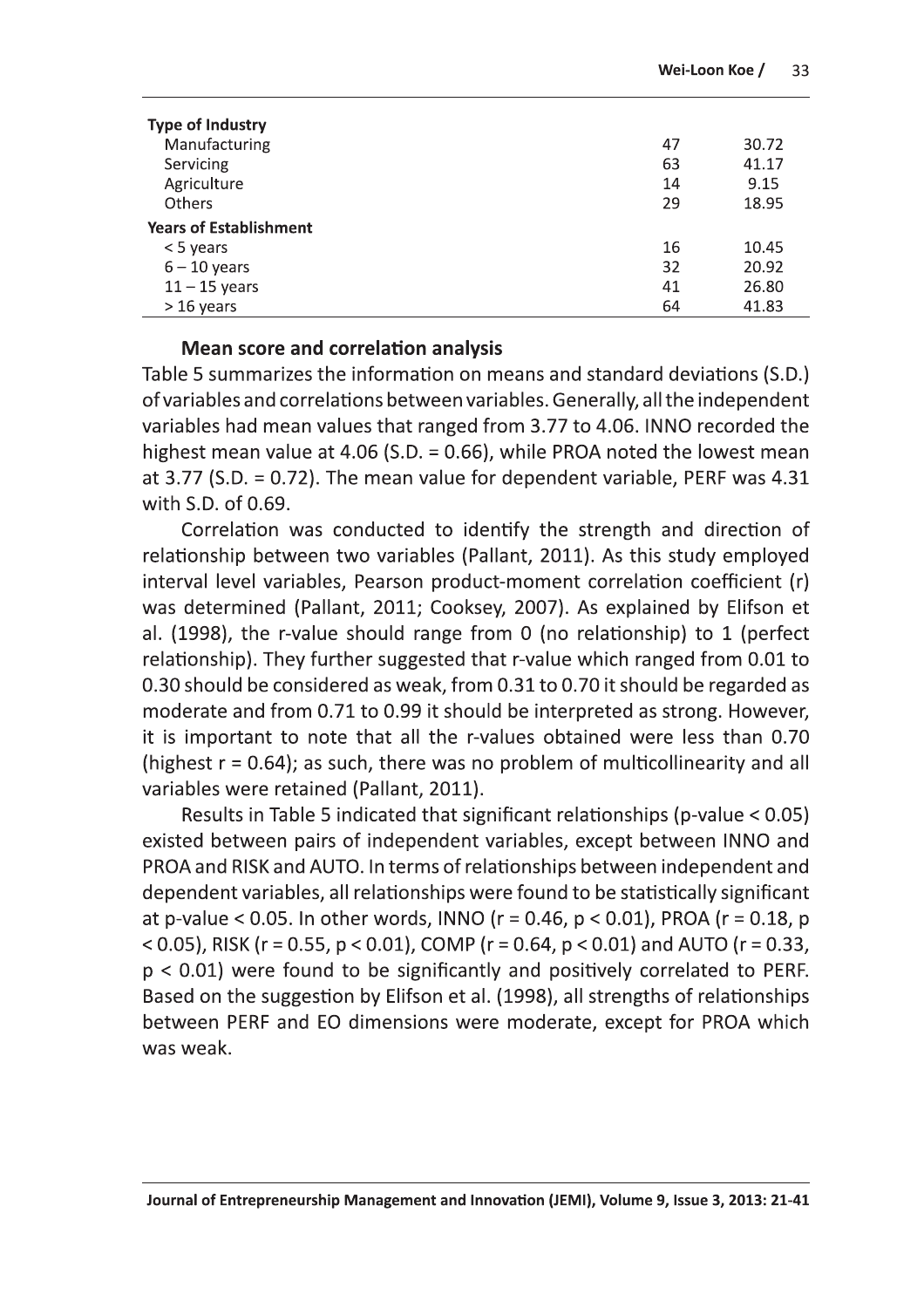| | | |
|---|---|---|
| **Type of Industry** | | |
| Manufacturing | 47 | 30.72 |
| Servicing | 63 | 41.17 |
| Agriculture | 14 | 9.15 |
| Others | 29 | 18.95 |
| **Years of Establishment** | | |
| < 5 years | 16 | 10.45 |
| 6 – 10 years | 32 | 20.92 |
| 11 – 15 years | 41 | 26.80 |
| > 16 years | 64 | 41.83 |

### Mean score and correlation analysis

Table 5 summarizes the information on means and standard deviations (S.D.) of variables and correlations between variables. Generally, all the independent variables had mean values that ranged from 3.77 to 4.06. INNO recorded the highest mean value at 4.06 (S.D. = 0.66), while PROA noted the lowest mean at 3.77 (S.D. = 0.72). The mean value for dependent variable, PERF was 4.31 with S.D. of 0.69.

Correlation was conducted to identify the strength and direction of relationship between two variables (Pallant, 2011). As this study employed interval level variables, Pearson product-moment correlation coefficient (r) was determined (Pallant, 2011; Cooksey, 2007). As explained by Elifson et al. (1998), the r-value should range from 0 (no relationship) to 1 (perfect relationship). They further suggested that r-value which ranged from 0.01 to 0.30 should be considered as weak, from 0.31 to 0.70 it should be regarded as moderate and from 0.71 to 0.99 it should be interpreted as strong. However, it is important to note that all the r-values obtained were less than 0.70 (highest $r = 0.64$); as such, there was no problem of multicollinearity and all variables were retained (Pallant, 2011).

Results in Table 5 indicated that significant relationships (p-value $< 0.05$) existed between pairs of independent variables, except between INNO and PROA and RISK and AUTO. In terms of relationships between independent and dependent variables, all relationships were found to be statistically significant at p-value $< 0.05$. In other words, INNO ($r = 0.46$, $p < 0.01$), PROA ($r = 0.18$, $p < 0.05$), RISK ($r = 0.55$, $p < 0.01$), COMP ($r = 0.64$, $p < 0.01$) and AUTO ($r = 0.33$, $p < 0.01$) were found to be significantly and positively correlated to PERF. Based on the suggestion by Elifson et al. (1998), all strengths of relationships between PERF and EO dimensions were moderate, except for PROA which was weak.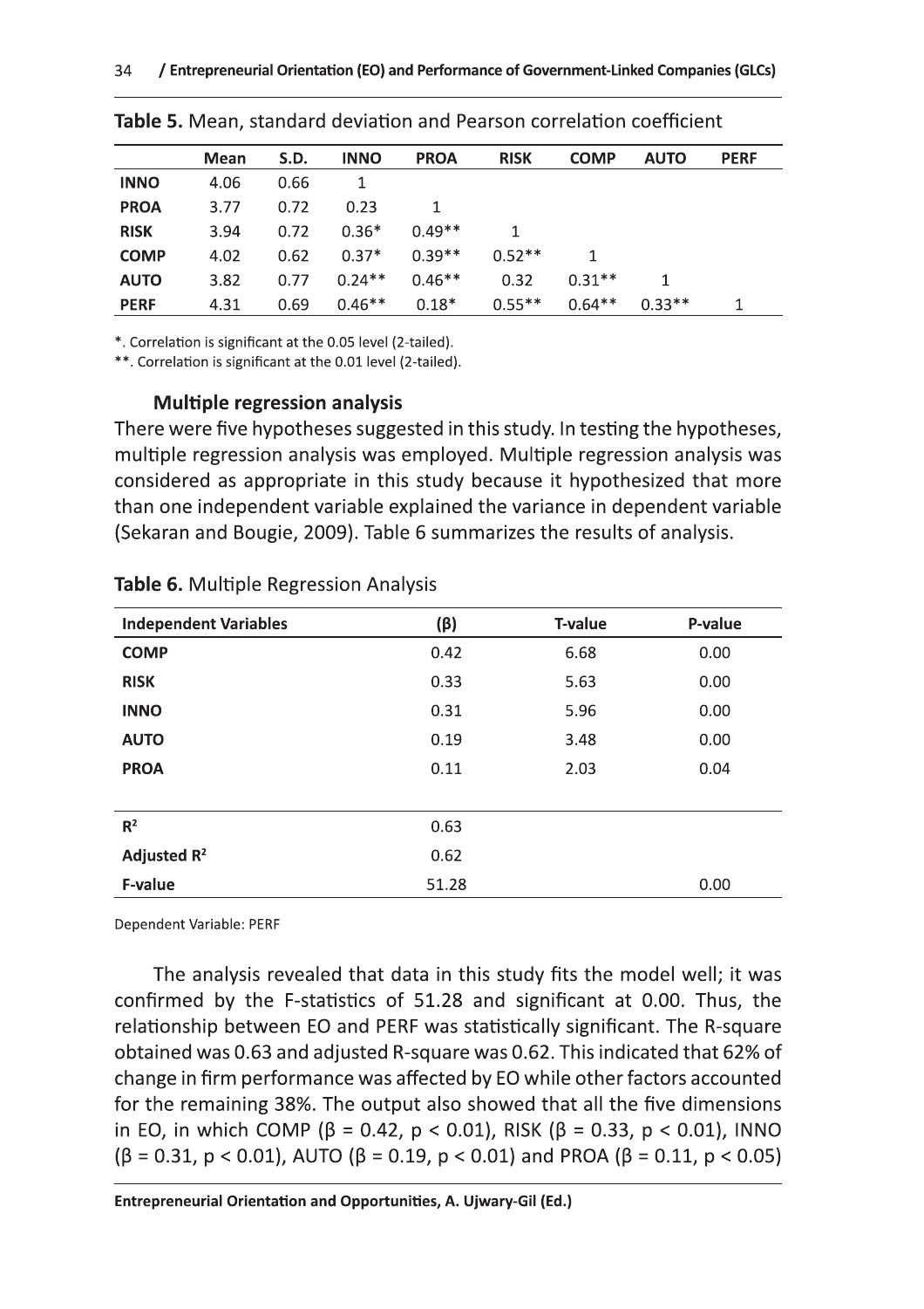**Table 5.** Mean, standard deviation and Pearson correlation coefficient

| | Mean | S.D. | INNO | PROA | RISK | COMP | AUTO | PERF |
|---|---|---|---|---|---|---|---|---|
| **INNO** | 4.06 | 0.66 | 1 | | | | | |
| **PROA** | 3.77 | 0.72 | 0.23 | 1 | | | | |
| **RISK** | 3.94 | 0.72 | 0.36* | 0.49** | 1 | | | |
| **COMP** | 4.02 | 0.62 | 0.37* | 0.39** | 0.52** | 1 | | |
| **AUTO** | 3.82 | 0.77 | 0.24** | 0.46** | 0.32 | 0.31** | 1 | |
| **PERF** | 4.31 | 0.69 | 0.46** | 0.18* | 0.55** | 0.64** | 0.33** | 1 |

*. Correlation is significant at the 0.05 level (2-tailed).
**. Correlation is significant at the 0.01 level (2-tailed).

### Multiple regression analysis

There were five hypotheses suggested in this study. In testing the hypotheses, multiple regression analysis was employed. Multiple regression analysis was considered as appropriate in this study because it hypothesized that more than one independent variable explained the variance in dependent variable (Sekaran and Bougie, 2009). Table 6 summarizes the results of analysis.

**Table 6.** Multiple Regression Analysis

| Independent Variables | (β) | T-value | P-value |
|---|---|---|---|
| **COMP** | 0.42 | 6.68 | 0.00 |
| **RISK** | 0.33 | 5.63 | 0.00 |
| **INNO** | 0.31 | 5.96 | 0.00 |
| **AUTO** | 0.19 | 3.48 | 0.00 |
| **PROA** | 0.11 | 2.03 | 0.04 |
| | | | |
| **$R^2$** | 0.63 | | |
| **Adjusted $R^2$** | 0.62 | | |
| **F-value** | 51.28 | | 0.00 |

Dependent Variable: PERF

The analysis revealed that data in this study fits the model well; it was confirmed by the F-statistics of 51.28 and significant at 0.00. Thus, the relationship between EO and PERF was statistically significant. The R-square obtained was 0.63 and adjusted R-square was 0.62. This indicated that 62% of change in firm performance was affected by EO while other factors accounted for the remaining 38%. The output also showed that all the five dimensions in EO, in which COMP ($\beta = 0.42$, $p < 0.01$), RISK ($\beta = 0.33$, $p < 0.01$), INNO ($\beta = 0.31$, $p < 0.01$), AUTO ($\beta = 0.19$, $p < 0.01$) and PROA ($\beta = 0.11$, $p < 0.05$)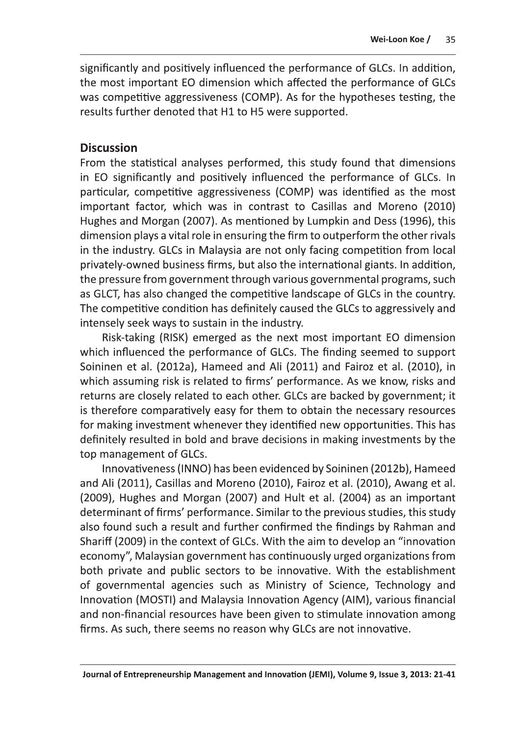significantly and positively influenced the performance of GLCs. In addition, the most important EO dimension which affected the performance of GLCs was competitive aggressiveness (COMP). As for the hypotheses testing, the results further denoted that H1 to H5 were supported.

## Discussion

From the statistical analyses performed, this study found that dimensions in EO significantly and positively influenced the performance of GLCs. In particular, competitive aggressiveness (COMP) was identified as the most important factor, which was in contrast to Casillas and Moreno (2010) Hughes and Morgan (2007). As mentioned by Lumpkin and Dess (1996), this dimension plays a vital role in ensuring the firm to outperform the other rivals in the industry. GLCs in Malaysia are not only facing competition from local privately-owned business firms, but also the international giants. In addition, the pressure from government through various governmental programs, such as GLCT, has also changed the competitive landscape of GLCs in the country. The competitive condition has definitely caused the GLCs to aggressively and intensely seek ways to sustain in the industry.

Risk-taking (RISK) emerged as the next most important EO dimension which influenced the performance of GLCs. The finding seemed to support Soininen et al. (2012a), Hameed and Ali (2011) and Fairoz et al. (2010), in which assuming risk is related to firms' performance. As we know, risks and returns are closely related to each other. GLCs are backed by government; it is therefore comparatively easy for them to obtain the necessary resources for making investment whenever they identified new opportunities. This has definitely resulted in bold and brave decisions in making investments by the top management of GLCs.

Innovativeness (INNO) has been evidenced by Soininen (2012b), Hameed and Ali (2011), Casillas and Moreno (2010), Fairoz et al. (2010), Awang et al. (2009), Hughes and Morgan (2007) and Hult et al. (2004) as an important determinant of firms' performance. Similar to the previous studies, this study also found such a result and further confirmed the findings by Rahman and Shariff (2009) in the context of GLCs. With the aim to develop an "innovation economy", Malaysian government has continuously urged organizations from both private and public sectors to be innovative. With the establishment of governmental agencies such as Ministry of Science, Technology and Innovation (MOSTI) and Malaysia Innovation Agency (AIM), various financial and non-financial resources have been given to stimulate innovation among firms. As such, there seems no reason why GLCs are not innovative.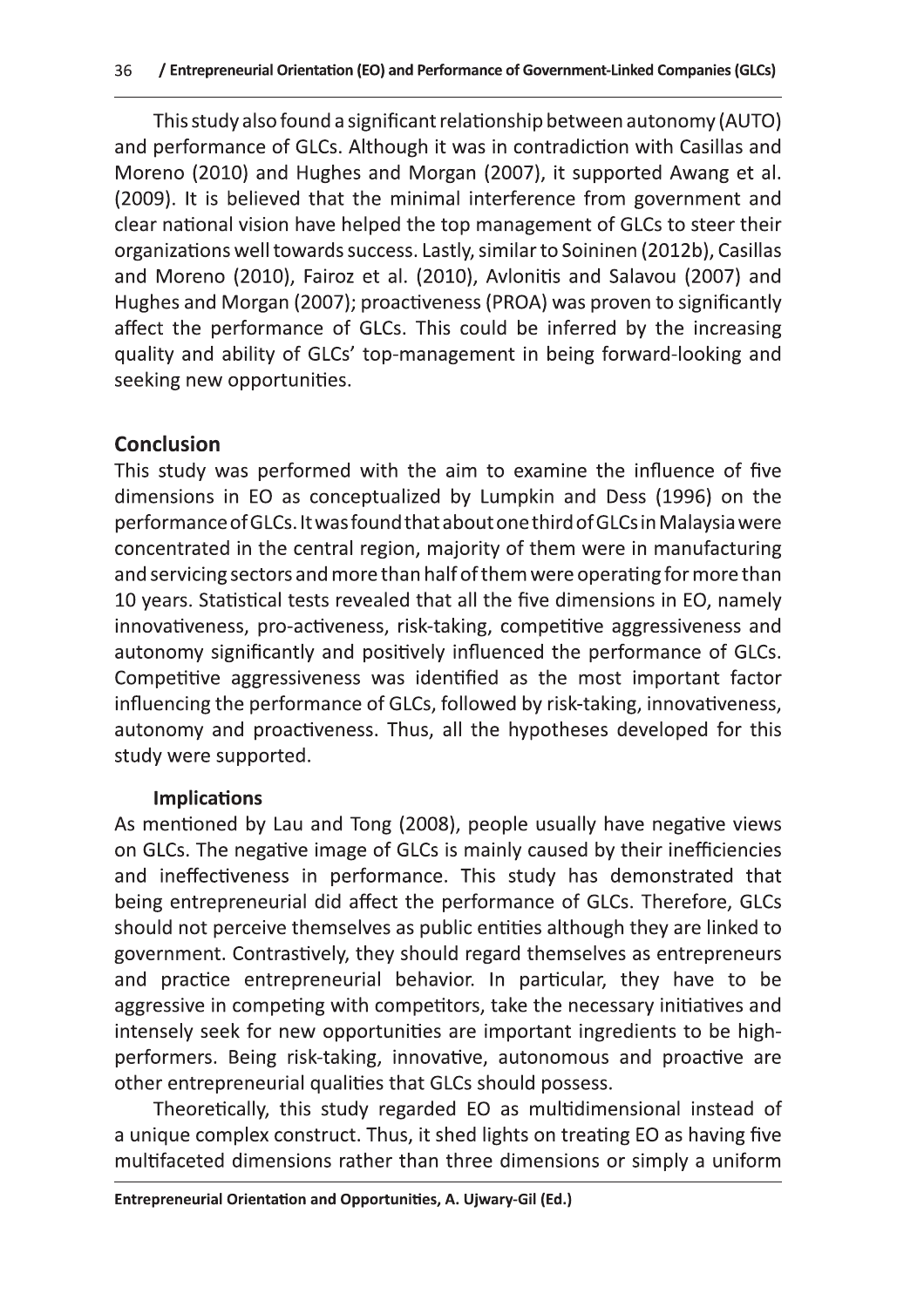This study also found a significant relationship between autonomy (AUTO) and performance of GLCs. Although it was in contradiction with Casillas and Moreno (2010) and Hughes and Morgan (2007), it supported Awang et al. (2009). It is believed that the minimal interference from government and clear national vision have helped the top management of GLCs to steer their organizations well towards success. Lastly, similar to Soininen (2012b), Casillas and Moreno (2010), Fairoz et al. (2010), Avlonitis and Salavou (2007) and Hughes and Morgan (2007); proactiveness (PROA) was proven to significantly affect the performance of GLCs. This could be inferred by the increasing quality and ability of GLCs' top-management in being forward-looking and seeking new opportunities.

## Conclusion

This study was performed with the aim to examine the influence of five dimensions in EO as conceptualized by Lumpkin and Dess (1996) on the performance of GLCs. It was found that about one third of GLCs in Malaysia were concentrated in the central region, majority of them were in manufacturing and servicing sectors and more than half of them were operating for more than 10 years. Statistical tests revealed that all the five dimensions in EO, namely innovativeness, pro-activeness, risk-taking, competitive aggressiveness and autonomy significantly and positively influenced the performance of GLCs. Competitive aggressiveness was identified as the most important factor influencing the performance of GLCs, followed by risk-taking, innovativeness, autonomy and proactiveness. Thus, all the hypotheses developed for this study were supported.

### Implications

As mentioned by Lau and Tong (2008), people usually have negative views on GLCs. The negative image of GLCs is mainly caused by their inefficiencies and ineffectiveness in performance. This study has demonstrated that being entrepreneurial did affect the performance of GLCs. Therefore, GLCs should not perceive themselves as public entities although they are linked to government. Contrastively, they should regard themselves as entrepreneurs and practice entrepreneurial behavior. In particular, they have to be aggressive in competing with competitors, take the necessary initiatives and intensely seek for new opportunities are important ingredients to be high-performers. Being risk-taking, innovative, autonomous and proactive are other entrepreneurial qualities that GLCs should possess.

Theoretically, this study regarded EO as multidimensional instead of a unique complex construct. Thus, it shed lights on treating EO as having five multifaceted dimensions rather than three dimensions or simply a uniform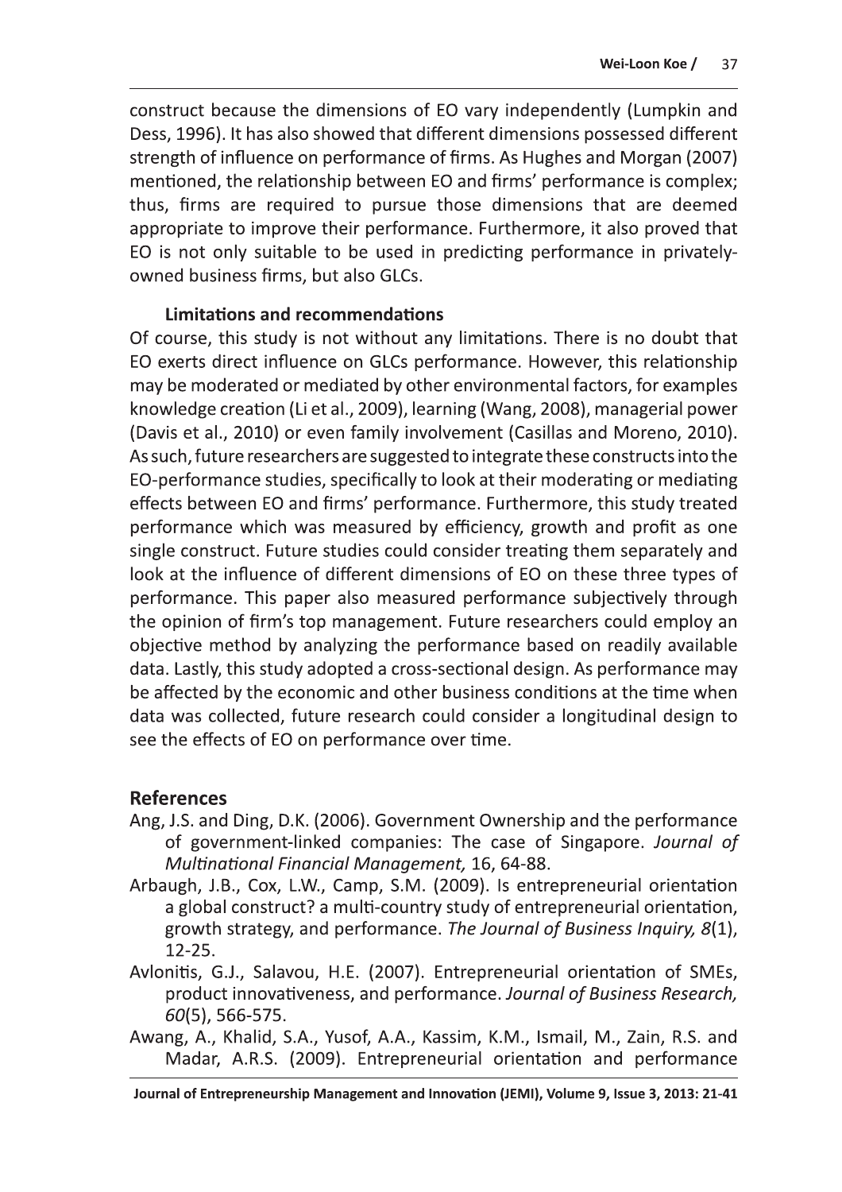construct because the dimensions of EO vary independently (Lumpkin and Dess, 1996). It has also showed that different dimensions possessed different strength of influence on performance of firms. As Hughes and Morgan (2007) mentioned, the relationship between EO and firms' performance is complex; thus, firms are required to pursue those dimensions that are deemed appropriate to improve their performance. Furthermore, it also proved that EO is not only suitable to be used in predicting performance in privately-owned business firms, but also GLCs.

### Limitations and recommendations

Of course, this study is not without any limitations. There is no doubt that EO exerts direct influence on GLCs performance. However, this relationship may be moderated or mediated by other environmental factors, for examples knowledge creation (Li et al., 2009), learning (Wang, 2008), managerial power (Davis et al., 2010) or even family involvement (Casillas and Moreno, 2010). As such, future researchers are suggested to integrate these constructs into the EO-performance studies, specifically to look at their moderating or mediating effects between EO and firms' performance. Furthermore, this study treated performance which was measured by efficiency, growth and profit as one single construct. Future studies could consider treating them separately and look at the influence of different dimensions of EO on these three types of performance. This paper also measured performance subjectively through the opinion of firm's top management. Future researchers could employ an objective method by analyzing the performance based on readily available data. Lastly, this study adopted a cross-sectional design. As performance may be affected by the economic and other business conditions at the time when data was collected, future research could consider a longitudinal design to see the effects of EO on performance over time.

## References

Ang, J.S. and Ding, D.K. (2006). Government Ownership and the performance of government-linked companies: The case of Singapore. *Journal of Multinational Financial Management,* 16, 64-88.

Arbaugh, J.B., Cox, L.W., Camp, S.M. (2009). Is entrepreneurial orientation a global construct? a multi-country study of entrepreneurial orientation, growth strategy, and performance. *The Journal of Business Inquiry, 8*(1), 12-25.

Avlonitis, G.J., Salavou, H.E. (2007). Entrepreneurial orientation of SMEs, product innovativeness, and performance. *Journal of Business Research, 60*(5), 566-575.

Awang, A., Khalid, S.A., Yusof, A.A., Kassim, K.M., Ismail, M., Zain, R.S. and Madar, A.R.S. (2009). Entrepreneurial orientation and performance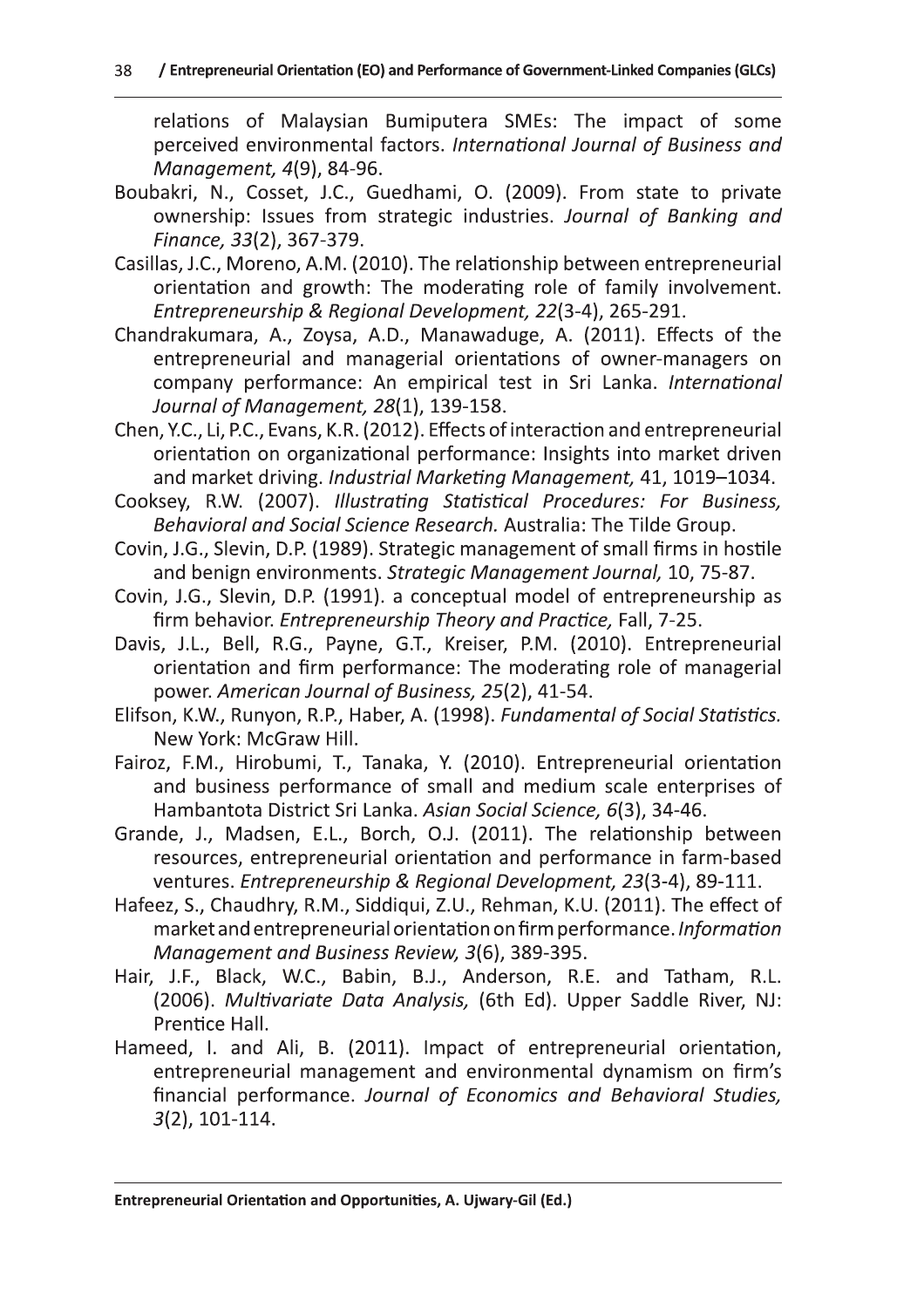relations of Malaysian Bumiputera SMEs: The impact of some perceived environmental factors. *International Journal of Business and Management, 4*(9), 84-96.

Boubakri, N., Cosset, J.C., Guedhami, O. (2009). From state to private ownership: Issues from strategic industries. *Journal of Banking and Finance, 33*(2), 367-379.

Casillas, J.C., Moreno, A.M. (2010). The relationship between entrepreneurial orientation and growth: The moderating role of family involvement. *Entrepreneurship & Regional Development, 22*(3-4), 265-291.

Chandrakumara, A., Zoysa, A.D., Manawaduge, A. (2011). Effects of the entrepreneurial and managerial orientations of owner-managers on company performance: An empirical test in Sri Lanka. *International Journal of Management, 28*(1), 139-158.

Chen, Y.C., Li, P.C., Evans, K.R. (2012). Effects of interaction and entrepreneurial orientation on organizational performance: Insights into market driven and market driving. *Industrial Marketing Management,* 41, 1019–1034.

Cooksey, R.W. (2007). *Illustrating Statistical Procedures: For Business, Behavioral and Social Science Research.* Australia: The Tilde Group.

Covin, J.G., Slevin, D.P. (1989). Strategic management of small firms in hostile and benign environments. *Strategic Management Journal,* 10, 75-87.

Covin, J.G., Slevin, D.P. (1991). a conceptual model of entrepreneurship as firm behavior. *Entrepreneurship Theory and Practice,* Fall, 7-25.

Davis, J.L., Bell, R.G., Payne, G.T., Kreiser, P.M. (2010). Entrepreneurial orientation and firm performance: The moderating role of managerial power. *American Journal of Business, 25*(2), 41-54.

Elifson, K.W., Runyon, R.P., Haber, A. (1998). *Fundamental of Social Statistics.* New York: McGraw Hill.

Fairoz, F.M., Hirobumi, T., Tanaka, Y. (2010). Entrepreneurial orientation and business performance of small and medium scale enterprises of Hambantota District Sri Lanka. *Asian Social Science, 6*(3), 34-46.

Grande, J., Madsen, E.L., Borch, O.J. (2011). The relationship between resources, entrepreneurial orientation and performance in farm-based ventures. *Entrepreneurship & Regional Development, 23*(3-4), 89-111.

Hafeez, S., Chaudhry, R.M., Siddiqui, Z.U., Rehman, K.U. (2011). The effect of market and entrepreneurial orientation on firm performance. *Information Management and Business Review, 3*(6), 389-395.

Hair, J.F., Black, W.C., Babin, B.J., Anderson, R.E. and Tatham, R.L. (2006). *Multivariate Data Analysis,* (6th Ed). Upper Saddle River, NJ: Prentice Hall.

Hameed, I. and Ali, B. (2011). Impact of entrepreneurial orientation, entrepreneurial management and environmental dynamism on firm's financial performance. *Journal of Economics and Behavioral Studies, 3*(2), 101-114.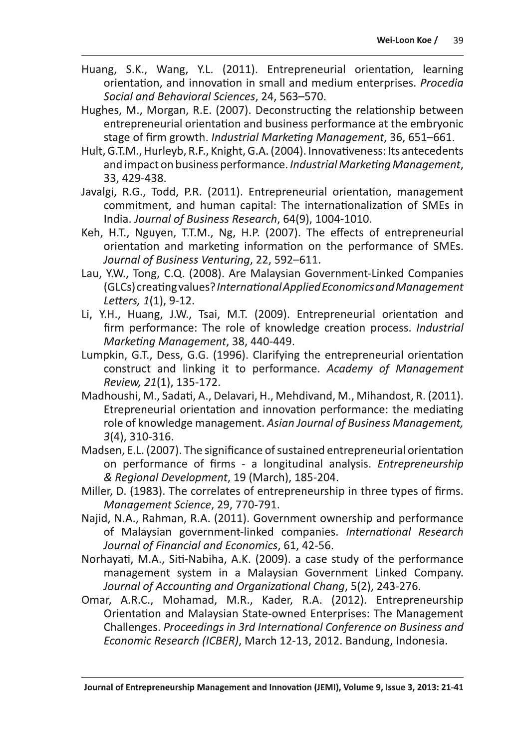Huang, S.K., Wang, Y.L. (2011). Entrepreneurial orientation, learning orientation, and innovation in small and medium enterprises. *Procedia Social and Behavioral Sciences*, 24, 563–570.

Hughes, M., Morgan, R.E. (2007). Deconstructing the relationship between entrepreneurial orientation and business performance at the embryonic stage of firm growth. *Industrial Marketing Management*, 36, 651–661.

Hult, G.T.M., Hurleyb, R.F., Knight, G.A. (2004). Innovativeness: Its antecedents and impact on business performance. *Industrial Marketing Management*, 33, 429-438.

Javalgi, R.G., Todd, P.R. (2011). Entrepreneurial orientation, management commitment, and human capital: The internationalization of SMEs in India. *Journal of Business Research*, 64(9), 1004-1010.

Keh, H.T., Nguyen, T.T.M., Ng, H.P. (2007). The effects of entrepreneurial orientation and marketing information on the performance of SMEs. *Journal of Business Venturing*, 22, 592–611.

Lau, Y.W., Tong, C.Q. (2008). Are Malaysian Government-Linked Companies (GLCs) creating values? *International Applied Economics and Management Letters, 1*(1), 9-12.

Li, Y.H., Huang, J.W., Tsai, M.T. (2009). Entrepreneurial orientation and firm performance: The role of knowledge creation process. *Industrial Marketing Management*, 38, 440-449.

Lumpkin, G.T., Dess, G.G. (1996). Clarifying the entrepreneurial orientation construct and linking it to performance. *Academy of Management Review, 21*(1), 135-172.

Madhoushi, M., Sadati, A., Delavari, H., Mehdivand, M., Mihandost, R. (2011). Etrepreneurial orientation and innovation performance: the mediating role of knowledge management. *Asian Journal of Business Management, 3*(4), 310-316.

Madsen, E.L. (2007). The significance of sustained entrepreneurial orientation on performance of firms - a longitudinal analysis. *Entrepreneurship & Regional Development*, 19 (March), 185-204.

Miller, D. (1983). The correlates of entrepreneurship in three types of firms. *Management Science*, 29, 770-791.

Najid, N.A., Rahman, R.A. (2011). Government ownership and performance of Malaysian government-linked companies. *International Research Journal of Financial and Economics*, 61, 42-56.

Norhayati, M.A., Siti-Nabiha, A.K. (2009). a case study of the performance management system in a Malaysian Government Linked Company. *Journal of Accounting and Organizational Chang*, 5(2), 243-276.

Omar, A.R.C., Mohamad, M.R., Kader, R.A. (2012). Entrepreneurship Orientation and Malaysian State-owned Enterprises: The Management Challenges. *Proceedings in 3rd International Conference on Business and Economic Research (ICBER)*, March 12-13, 2012. Bandung, Indonesia.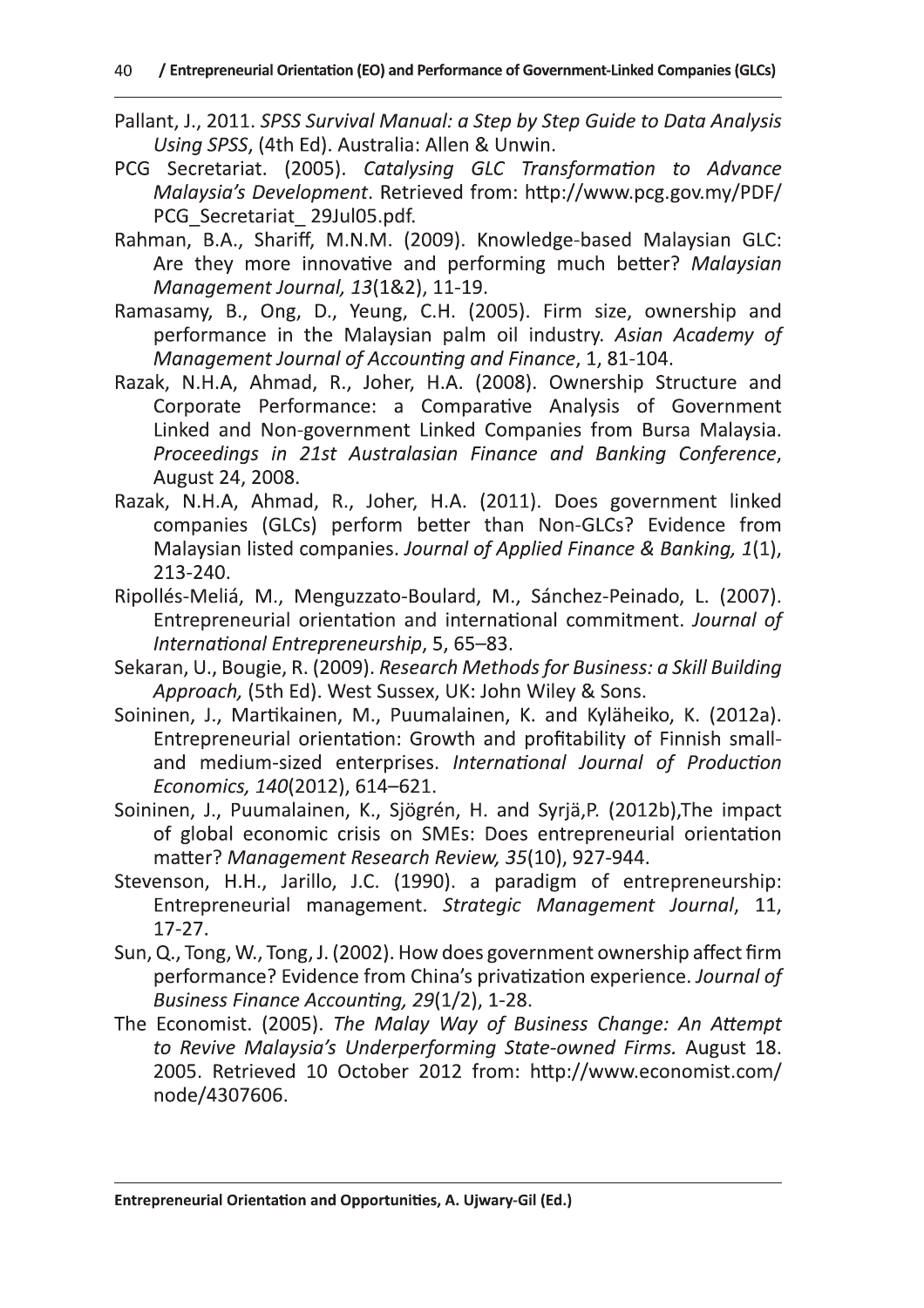Pallant, J., 2011. *SPSS Survival Manual: a Step by Step Guide to Data Analysis Using SPSS*, (4th Ed). Australia: Allen & Unwin.

PCG Secretariat. (2005). *Catalysing GLC Transformation to Advance Malaysia's Development*. Retrieved from: http://www.pcg.gov.my/PDF/PCG_Secretariat_ 29Jul05.pdf.

Rahman, B.A., Shariff, M.N.M. (2009). Knowledge-based Malaysian GLC: Are they more innovative and performing much better? *Malaysian Management Journal, 13*(1&2), 11-19.

Ramasamy, B., Ong, D., Yeung, C.H. (2005). Firm size, ownership and performance in the Malaysian palm oil industry. *Asian Academy of Management Journal of Accounting and Finance*, 1, 81-104.

Razak, N.H.A, Ahmad, R., Joher, H.A. (2008). Ownership Structure and Corporate Performance: a Comparative Analysis of Government Linked and Non-government Linked Companies from Bursa Malaysia. *Proceedings in 21st Australasian Finance and Banking Conference*, August 24, 2008.

Razak, N.H.A, Ahmad, R., Joher, H.A. (2011). Does government linked companies (GLCs) perform better than Non-GLCs? Evidence from Malaysian listed companies. *Journal of Applied Finance & Banking, 1*(1), 213-240.

Ripollés-Meliá, M., Menguzzato-Boulard, M., Sánchez-Peinado, L. (2007). Entrepreneurial orientation and international commitment. *Journal of International Entrepreneurship*, 5, 65–83.

Sekaran, U., Bougie, R. (2009). *Research Methods for Business: a Skill Building Approach,* (5th Ed). West Sussex, UK: John Wiley & Sons.

Soininen, J., Martikainen, M., Puumalainen, K. and Kyläheiko, K. (2012a). Entrepreneurial orientation: Growth and profitability of Finnish small- and medium-sized enterprises. *International Journal of Production Economics, 140*(2012), 614–621.

Soininen, J., Puumalainen, K., Sjögrén, H. and Syrjä,P. (2012b),The impact of global economic crisis on SMEs: Does entrepreneurial orientation matter? *Management Research Review, 35*(10), 927-944.

Stevenson, H.H., Jarillo, J.C. (1990). a paradigm of entrepreneurship: Entrepreneurial management. *Strategic Management Journal*, 11, 17-27.

Sun, Q., Tong, W., Tong, J. (2002). How does government ownership affect firm performance? Evidence from China's privatization experience. *Journal of Business Finance Accounting, 29*(1/2), 1-28.

The Economist. (2005). *The Malay Way of Business Change: An Attempt to Revive Malaysia's Underperforming State-owned Firms.* August 18. 2005. Retrieved 10 October 2012 from: http://www.economist.com/node/4307606.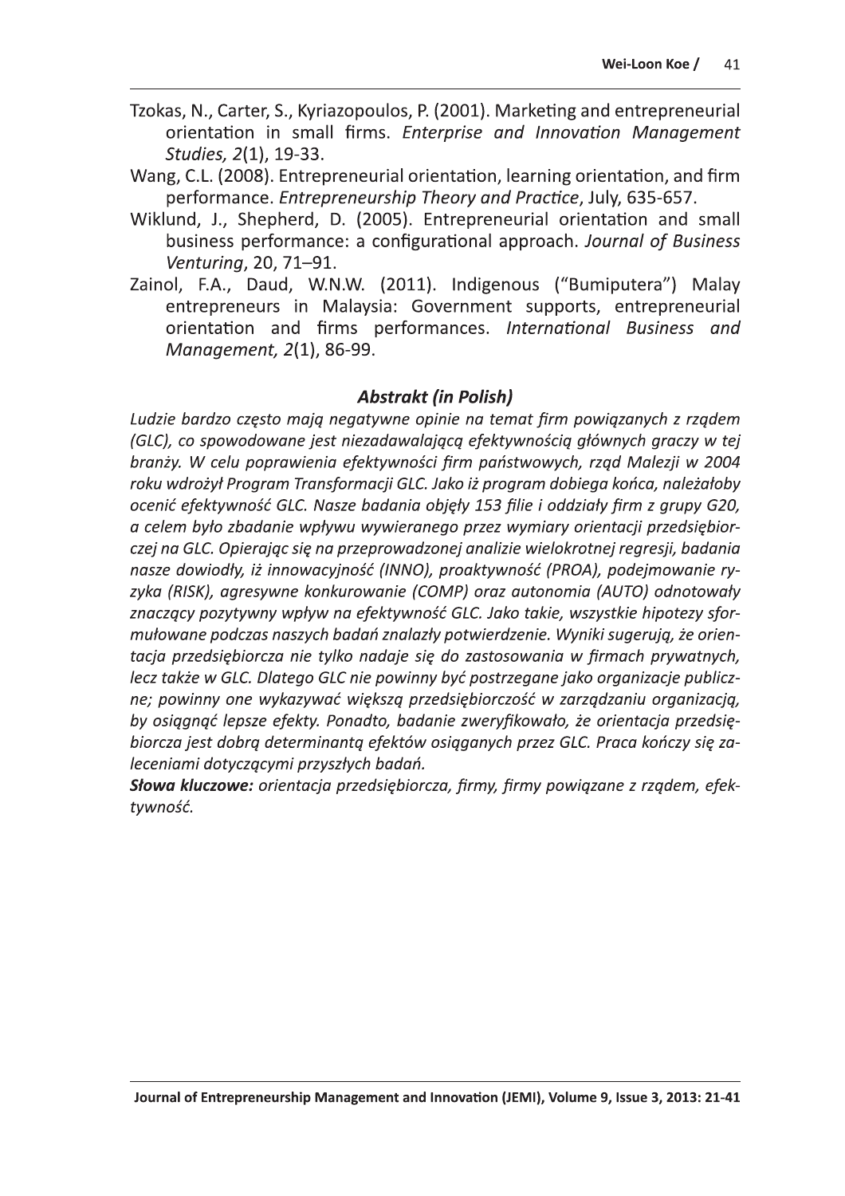Tzokas, N., Carter, S., Kyriazopoulos, P. (2001). Marketing and entrepreneurial orientation in small firms. *Enterprise and Innovation Management Studies, 2*(1), 19-33.

Wang, C.L. (2008). Entrepreneurial orientation, learning orientation, and firm performance. *Entrepreneurship Theory and Practice*, July, 635-657.

Wiklund, J., Shepherd, D. (2005). Entrepreneurial orientation and small business performance: a configurational approach. *Journal of Business Venturing*, 20, 71–91.

Zainol, F.A., Daud, W.N.W. (2011). Indigenous ("Bumiputera") Malay entrepreneurs in Malaysia: Government supports, entrepreneurial orientation and firms performances. *International Business and Management, 2*(1), 86-99.

### *Abstrakt (in Polish)*

*Ludzie bardzo często mają negatywne opinie na temat firm powiązanych z rządem (GLC), co spowodowane jest niezadawalającą efektywnością głównych graczy w tej branży. W celu poprawienia efektywności firm państwowych, rząd Malezji w 2004 roku wdrożył Program Transformacji GLC. Jako iż program dobiega końca, należałoby ocenić efektywność GLC. Nasze badania objęły 153 filie i oddziały firm z grupy G20, a celem było zbadanie wpływu wywieranego przez wymiary orientacji przedsiębiorczej na GLC. Opierając się na przeprowadzonej analizie wielokrotnej regresji, badania nasze dowiodły, iż innowacyjność (INNO), proaktywność (PROA), podejmowanie ryzyka (RISK), agresywne konkurowanie (COMP) oraz autonomia (AUTO) odnotowały znaczący pozytywny wpływ na efektywność GLC. Jako takie, wszystkie hipotezy sformułowane podczas naszych badań znalazły potwierdzenie. Wyniki sugerują, że orientacja przedsiębiorcza nie tylko nadaje się do zastosowania w firmach prywatnych, lecz także w GLC. Dlatego GLC nie powinny być postrzegane jako organizacje publiczne; powinny one wykazywać większą przedsiębiorczość w zarządzaniu organizacją, by osiągnąć lepsze efekty. Ponadto, badanie zweryfikowało, że orientacja przedsiębiorcza jest dobrą determinantą efektów osiąganych przez GLC. Praca kończy się zaleceniami dotyczącymi przyszłych badań.*

***Słowa kluczowe:*** *orientacja przedsiębiorcza, firmy, firmy powiązane z rządem, efektywność.*